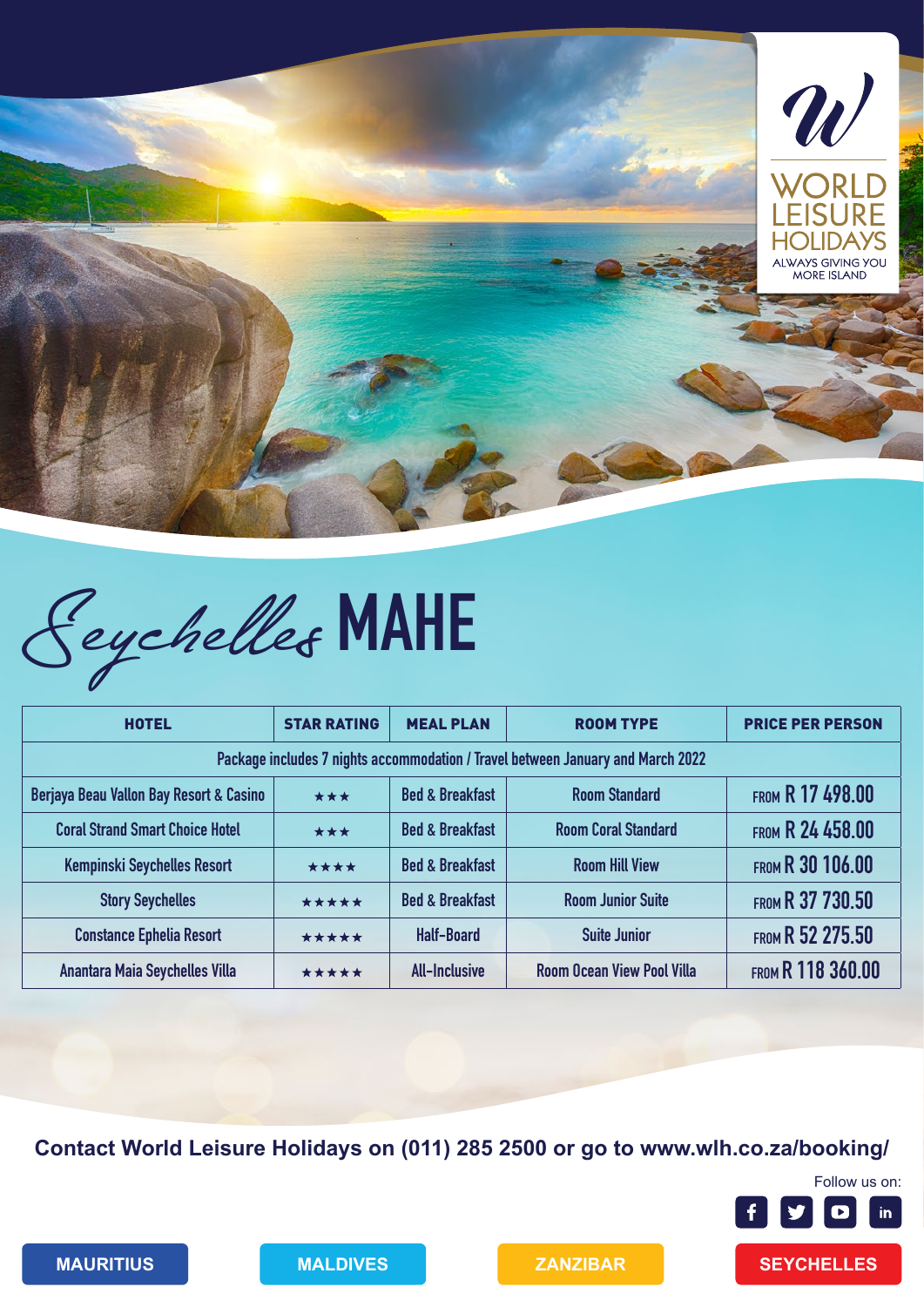WORLD LEISURE HOLIDAYS

ALWAYS GIVING YOU MORE ISLAND

# Seychelles MAHE

| HOTEL | STAR RATING | MEAL PLAN | ROOM TYPE | PRICE PER PERSON |
|---|---|---|---|---|
| Package includes 7 nights accommodation / Travel between January and March 2022 | | | | |
| Berjaya Beau Vallon Bay Resort & Casino | ★★★ | Bed & Breakfast | Room Standard | FROM R 17 498.00 |
| Coral Strand Smart Choice Hotel | ★★★ | Bed & Breakfast | Room Coral Standard | FROM R 24 458.00 |
| Kempinski Seychelles Resort | ★★★★ | Bed & Breakfast | Room Hill View | FROM R 30 106.00 |
| Story Seychelles | ★★★★★ | Bed & Breakfast | Room Junior Suite | FROM R 37 730.50 |
| Constance Ephelia Resort | ★★★★★ | Half-Board | Suite Junior | FROM R 52 275.50 |
| Anantara Maia Seychelles Villa | ★★★★★ | All-Inclusive | Room Ocean View Pool Villa | FROM R 118 360.00 |

**Contact World Leisure Holidays on (011) 285 2500 or go to www.wlh.co.za/booking/**

Follow us on:

MAURITIUS | MALDIVES | ZANZIBAR | SEYCHELLES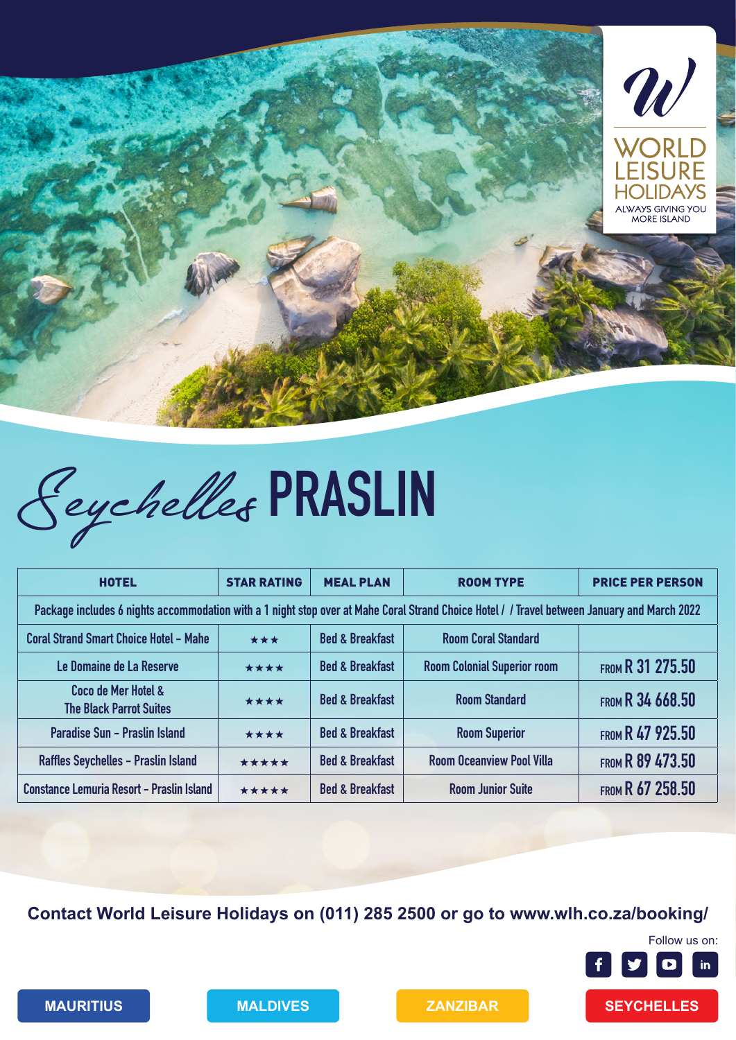WORLD LEISURE HOLIDAYS

ALWAYS GIVING YOU MORE ISLAND

# Seychelles PRASLIN

| HOTEL | STAR RATING | MEAL PLAN | ROOM TYPE | PRICE PER PERSON |
|---|---|---|---|---|
| Package includes 6 nights accommodation with a 1 night stop over at Mahe Coral Strand Choice Hotel / / Travel between January and March 2022 | | | | |
| Coral Strand Smart Choice Hotel - Mahe | ★★★ | Bed & Breakfast | Room Coral Standard | |
| Le Domaine de La Reserve | ★★★★ | Bed & Breakfast | Room Colonial Superior room | FROM R 31 275.50 |
| Coco de Mer Hotel & The Black Parrot Suites | ★★★★ | Bed & Breakfast | Room Standard | FROM R 34 668.50 |
| Paradise Sun - Praslin Island | ★★★★ | Bed & Breakfast | Room Superior | FROM R 47 925.50 |
| Raffles Seychelles - Praslin Island | ★★★★★ | Bed & Breakfast | Room Oceanview Pool Villa | FROM R 89 473.50 |
| Constance Lemuria Resort - Praslin Island | ★★★★★ | Bed & Breakfast | Room Junior Suite | FROM R 67 258.50 |

**Contact World Leisure Holidays on (011) 285 2500 or go to www.wlh.co.za/booking/**

Follow us on:

MAURITIUS | MALDIVES | ZANZIBAR | SEYCHELLES